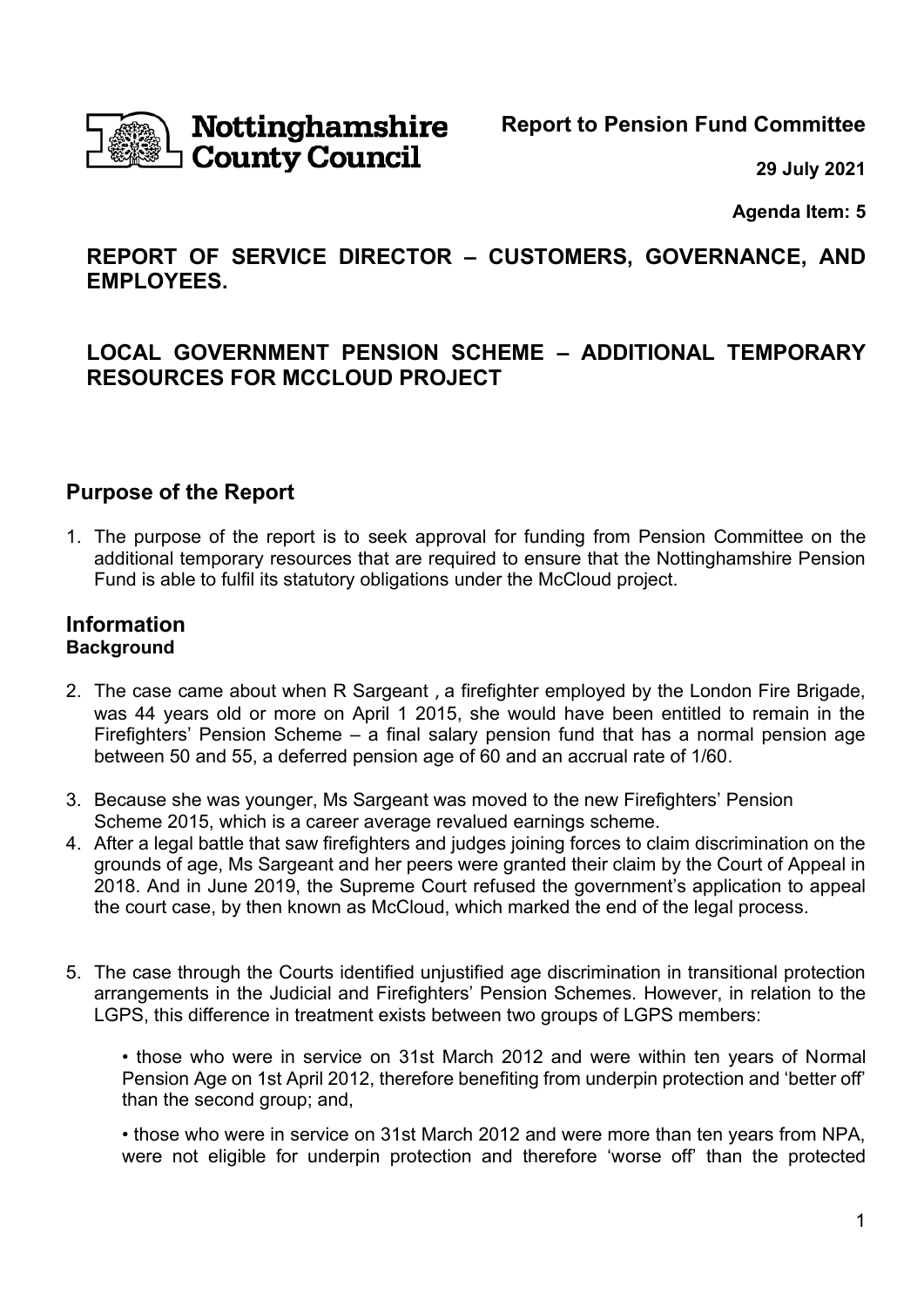Nottinghamshire County Council

**Report to Pension Fund Committee**

**29 July 2021**

**Agenda Item: 5**

## REPORT OF SERVICE DIRECTOR – CUSTOMERS, GOVERNANCE, AND EMPLOYEES.

## LOCAL GOVERNMENT PENSION SCHEME – ADDITIONAL TEMPORARY RESOURCES FOR MCCLOUD PROJECT

## Purpose of the Report

1. The purpose of the report is to seek approval for funding from Pension Committee on the additional temporary resources that are required to ensure that the Nottinghamshire Pension Fund is able to fulfil its statutory obligations under the McCloud project.

## Information

**Background**

2. The case came about when R Sargeant , a firefighter employed by the London Fire Brigade, was 44 years old or more on April 1 2015, she would have been entitled to remain in the Firefighters' Pension Scheme – a final salary pension fund that has a normal pension age between 50 and 55, a deferred pension age of 60 and an accrual rate of 1/60.

3. Because she was younger, Ms Sargeant was moved to the new Firefighters' Pension Scheme 2015, which is a career average revalued earnings scheme.

4. After a legal battle that saw firefighters and judges joining forces to claim discrimination on the grounds of age, Ms Sargeant and her peers were granted their claim by the Court of Appeal in 2018. And in June 2019, the Supreme Court refused the government's application to appeal the court case, by then known as McCloud, which marked the end of the legal process.

5. The case through the Courts identified unjustified age discrimination in transitional protection arrangements in the Judicial and Firefighters' Pension Schemes. However, in relation to the LGPS, this difference in treatment exists between two groups of LGPS members:

   • those who were in service on 31st March 2012 and were within ten years of Normal Pension Age on 1st April 2012, therefore benefiting from underpin protection and 'better off' than the second group; and,

   • those who were in service on 31st March 2012 and were more than ten years from NPA, were not eligible for underpin protection and therefore 'worse off' than the protected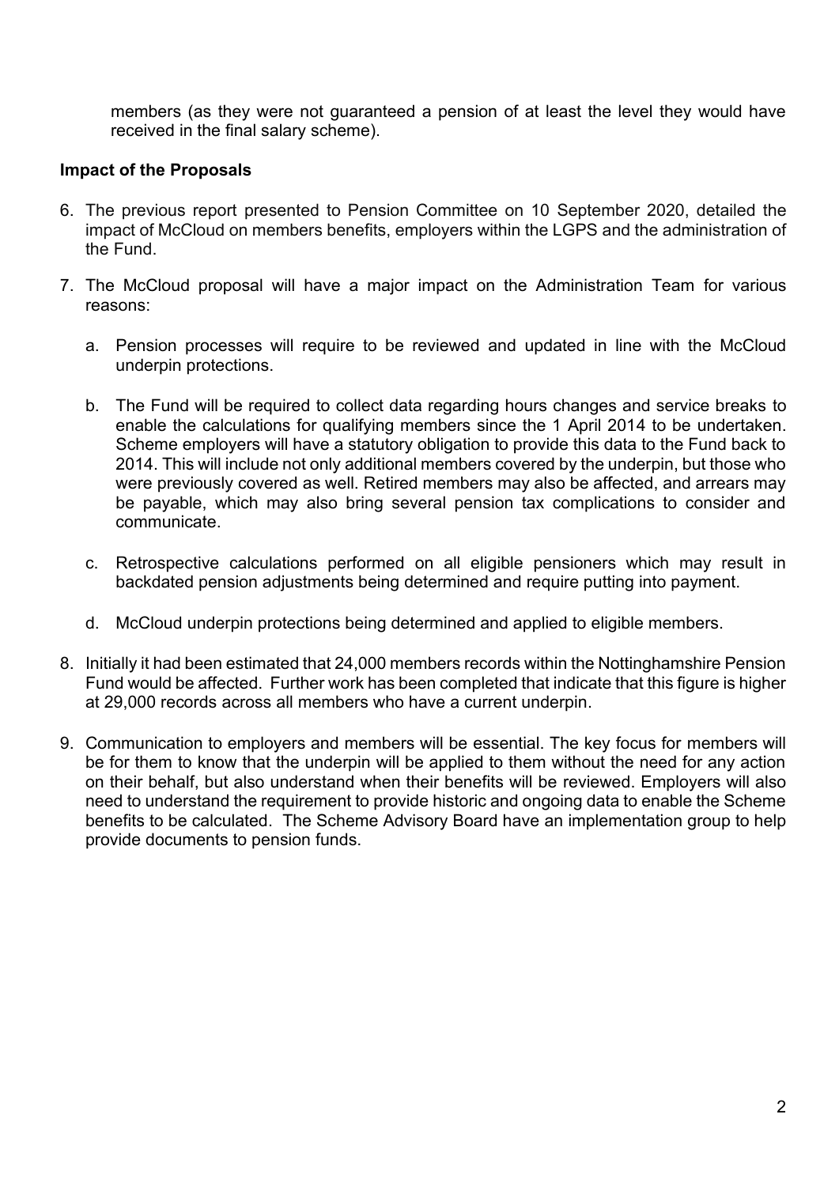members (as they were not guaranteed a pension of at least the level they would have received in the final salary scheme).

**Impact of the Proposals**

6. The previous report presented to Pension Committee on 10 September 2020, detailed the impact of McCloud on members benefits, employers within the LGPS and the administration of the Fund.

7. The McCloud proposal will have a major impact on the Administration Team for various reasons:

   a. Pension processes will require to be reviewed and updated in line with the McCloud underpin protections.

   b. The Fund will be required to collect data regarding hours changes and service breaks to enable the calculations for qualifying members since the 1 April 2014 to be undertaken. Scheme employers will have a statutory obligation to provide this data to the Fund back to 2014. This will include not only additional members covered by the underpin, but those who were previously covered as well. Retired members may also be affected, and arrears may be payable, which may also bring several pension tax complications to consider and communicate.

   c. Retrospective calculations performed on all eligible pensioners which may result in backdated pension adjustments being determined and require putting into payment.

   d. McCloud underpin protections being determined and applied to eligible members.

8. Initially it had been estimated that 24,000 members records within the Nottinghamshire Pension Fund would be affected. Further work has been completed that indicate that this figure is higher at 29,000 records across all members who have a current underpin.

9. Communication to employers and members will be essential. The key focus for members will be for them to know that the underpin will be applied to them without the need for any action on their behalf, but also understand when their benefits will be reviewed. Employers will also need to understand the requirement to provide historic and ongoing data to enable the Scheme benefits to be calculated. The Scheme Advisory Board have an implementation group to help provide documents to pension funds.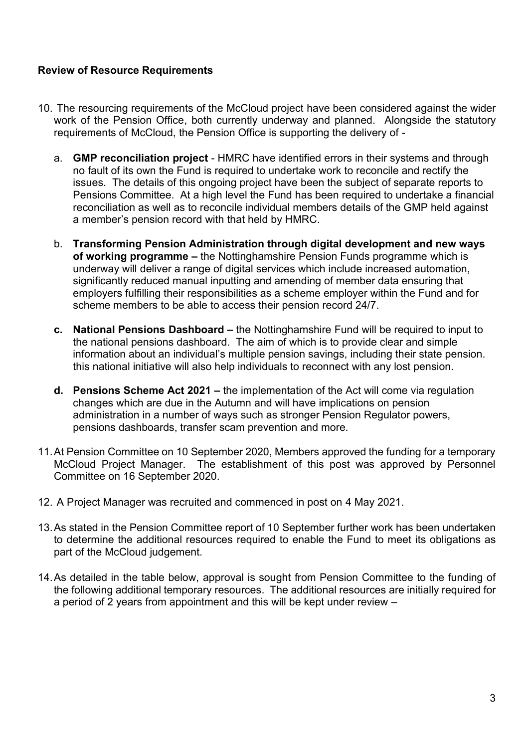**Review of Resource Requirements**

10. The resourcing requirements of the McCloud project have been considered against the wider work of the Pension Office, both currently underway and planned. Alongside the statutory requirements of McCloud, the Pension Office is supporting the delivery of -

    a. **GMP reconciliation project** - HMRC have identified errors in their systems and through no fault of its own the Fund is required to undertake work to reconcile and rectify the issues. The details of this ongoing project have been the subject of separate reports to Pensions Committee. At a high level the Fund has been required to undertake a financial reconciliation as well as to reconcile individual members details of the GMP held against a member's pension record with that held by HMRC.

    b. **Transforming Pension Administration through digital development and new ways of working programme –** the Nottinghamshire Pension Funds programme which is underway will deliver a range of digital services which include increased automation, significantly reduced manual inputting and amending of member data ensuring that employers fulfilling their responsibilities as a scheme employer within the Fund and for scheme members to be able to access their pension record 24/7.

    **c. National Pensions Dashboard –** the Nottinghamshire Fund will be required to input to the national pensions dashboard. The aim of which is to provide clear and simple information about an individual's multiple pension savings, including their state pension. this national initiative will also help individuals to reconnect with any lost pension.

    **d. Pensions Scheme Act 2021 –** the implementation of the Act will come via regulation changes which are due in the Autumn and will have implications on pension administration in a number of ways such as stronger Pension Regulator powers, pensions dashboards, transfer scam prevention and more.

11. At Pension Committee on 10 September 2020, Members approved the funding for a temporary McCloud Project Manager. The establishment of this post was approved by Personnel Committee on 16 September 2020.

12. A Project Manager was recruited and commenced in post on 4 May 2021.

13. As stated in the Pension Committee report of 10 September further work has been undertaken to determine the additional resources required to enable the Fund to meet its obligations as part of the McCloud judgement.

14. As detailed in the table below, approval is sought from Pension Committee to the funding of the following additional temporary resources. The additional resources are initially required for a period of 2 years from appointment and this will be kept under review –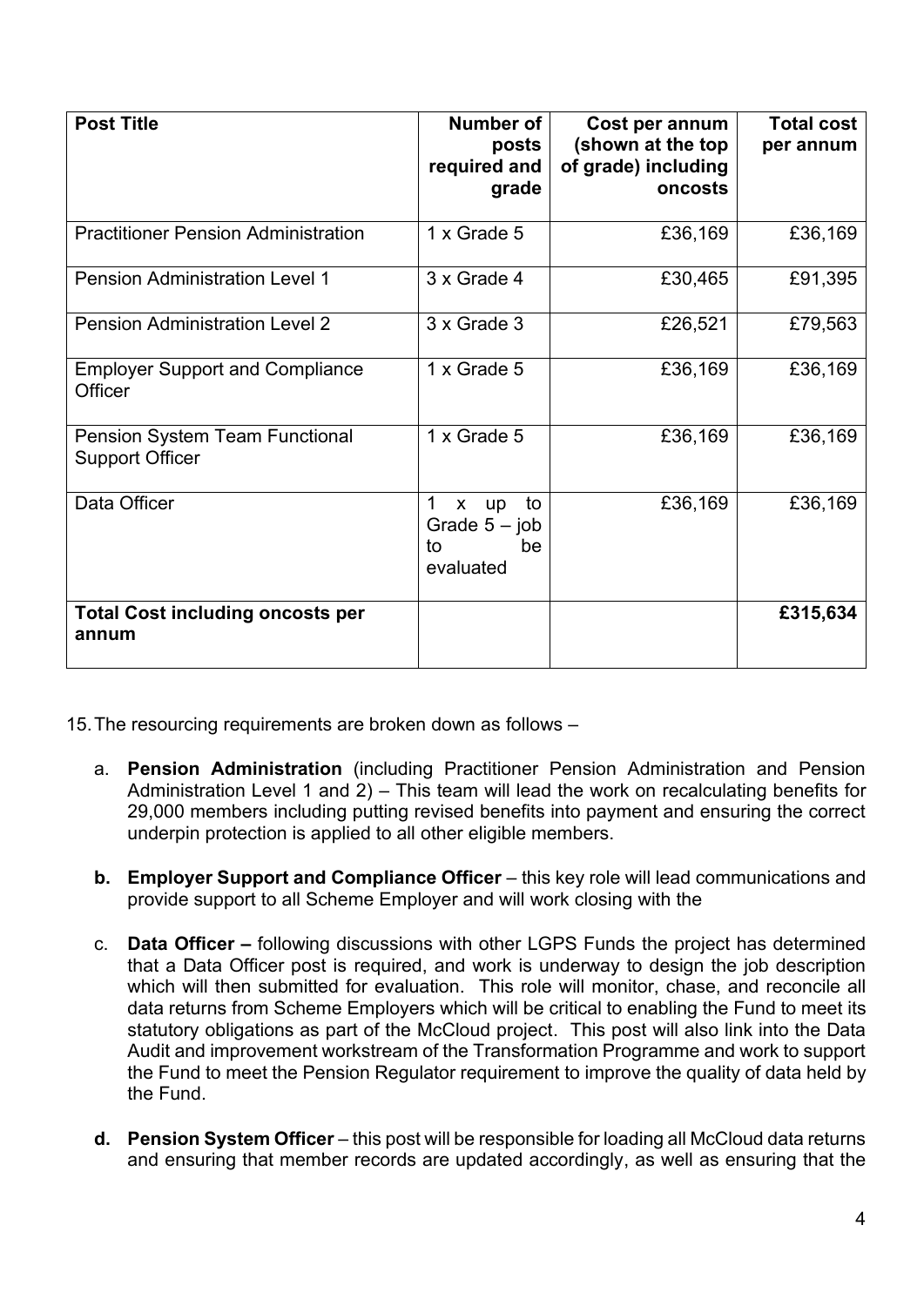| Post Title | Number of posts required and grade | Cost per annum (shown at the top of grade) including oncosts | Total cost per annum |
|---|---|---|---|
| Practitioner Pension Administration | 1 x Grade 5 | £36,169 | £36,169 |
| Pension Administration Level 1 | 3 x Grade 4 | £30,465 | £91,395 |
| Pension Administration Level 2 | 3 x Grade 3 | £26,521 | £79,563 |
| Employer Support and Compliance Officer | 1 x Grade 5 | £36,169 | £36,169 |
| Pension System Team Functional Support Officer | 1 x Grade 5 | £36,169 | £36,169 |
| Data Officer | 1 x up to Grade 5 – job to be evaluated | £36,169 | £36,169 |
| **Total Cost including oncosts per annum** | | | **£315,634** |

15. The resourcing requirements are broken down as follows –

   a. **Pension Administration** (including Practitioner Pension Administration and Pension Administration Level 1 and 2) – This team will lead the work on recalculating benefits for 29,000 members including putting revised benefits into payment and ensuring the correct underpin protection is applied to all other eligible members.

   **b. Employer Support and Compliance Officer** – this key role will lead communications and provide support to all Scheme Employer and will work closing with the

   c. **Data Officer –** following discussions with other LGPS Funds the project has determined that a Data Officer post is required, and work is underway to design the job description which will then submitted for evaluation. This role will monitor, chase, and reconcile all data returns from Scheme Employers which will be critical to enabling the Fund to meet its statutory obligations as part of the McCloud project. This post will also link into the Data Audit and improvement workstream of the Transformation Programme and work to support the Fund to meet the Pension Regulator requirement to improve the quality of data held by the Fund.

   **d. Pension System Officer** – this post will be responsible for loading all McCloud data returns and ensuring that member records are updated accordingly, as well as ensuring that the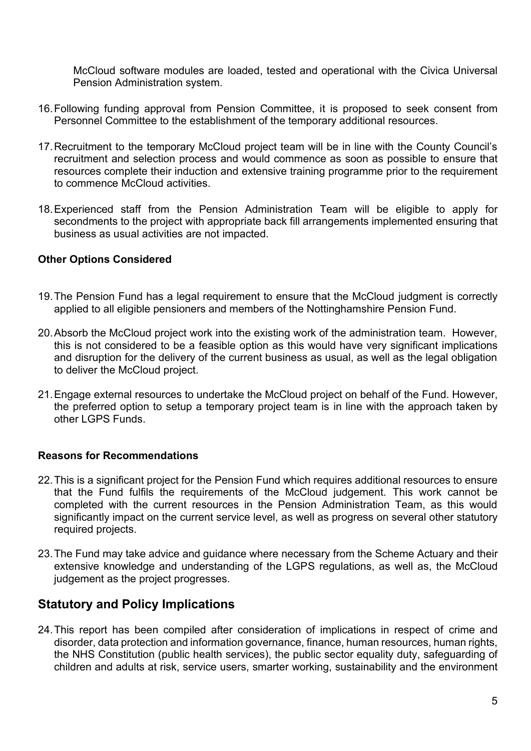McCloud software modules are loaded, tested and operational with the Civica Universal Pension Administration system.

16. Following funding approval from Pension Committee, it is proposed to seek consent from Personnel Committee to the establishment of the temporary additional resources.

17. Recruitment to the temporary McCloud project team will be in line with the County Council's recruitment and selection process and would commence as soon as possible to ensure that resources complete their induction and extensive training programme prior to the requirement to commence McCloud activities.

18. Experienced staff from the Pension Administration Team will be eligible to apply for secondments to the project with appropriate back fill arrangements implemented ensuring that business as usual activities are not impacted.

**Other Options Considered**

19. The Pension Fund has a legal requirement to ensure that the McCloud judgment is correctly applied to all eligible pensioners and members of the Nottinghamshire Pension Fund.

20. Absorb the McCloud project work into the existing work of the administration team. However, this is not considered to be a feasible option as this would have very significant implications and disruption for the delivery of the current business as usual, as well as the legal obligation to deliver the McCloud project.

21. Engage external resources to undertake the McCloud project on behalf of the Fund. However, the preferred option to setup a temporary project team is in line with the approach taken by other LGPS Funds.

**Reasons for Recommendations**

22. This is a significant project for the Pension Fund which requires additional resources to ensure that the Fund fulfils the requirements of the McCloud judgement. This work cannot be completed with the current resources in the Pension Administration Team, as this would significantly impact on the current service level, as well as progress on several other statutory required projects.

23. The Fund may take advice and guidance where necessary from the Scheme Actuary and their extensive knowledge and understanding of the LGPS regulations, as well as, the McCloud judgement as the project progresses.

## Statutory and Policy Implications

24. This report has been compiled after consideration of implications in respect of crime and disorder, data protection and information governance, finance, human resources, human rights, the NHS Constitution (public health services), the public sector equality duty, safeguarding of children and adults at risk, service users, smarter working, sustainability and the environment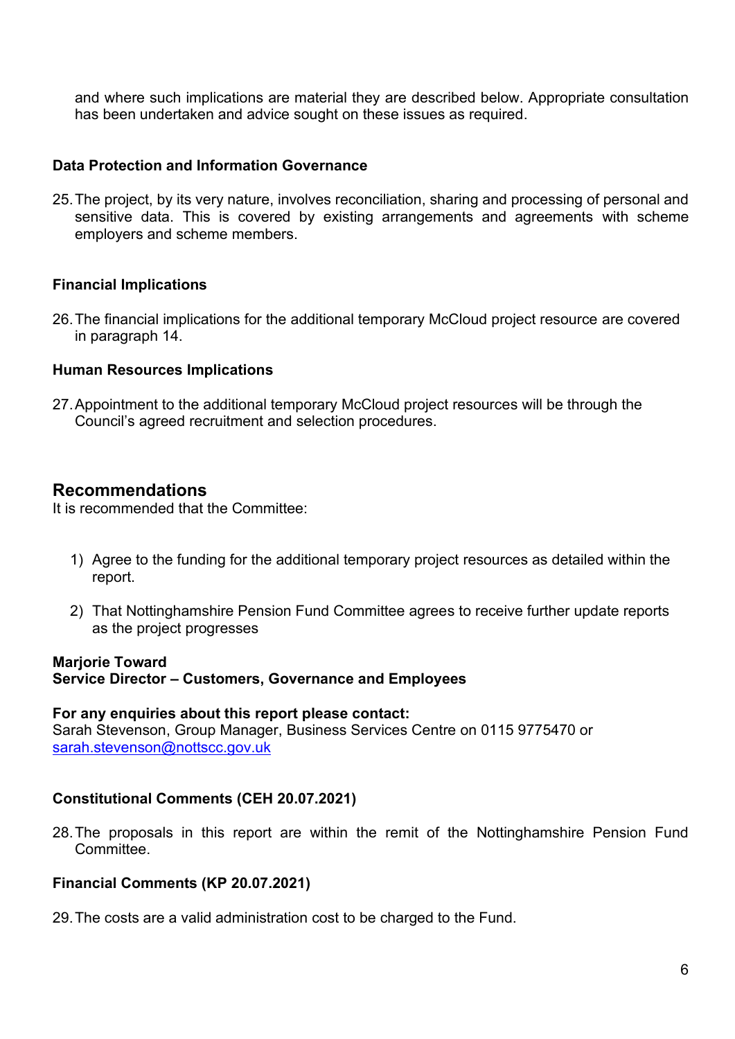and where such implications are material they are described below. Appropriate consultation has been undertaken and advice sought on these issues as required.

**Data Protection and Information Governance**

25. The project, by its very nature, involves reconciliation, sharing and processing of personal and sensitive data. This is covered by existing arrangements and agreements with scheme employers and scheme members.

**Financial Implications**

26. The financial implications for the additional temporary McCloud project resource are covered in paragraph 14.

**Human Resources Implications**

27. Appointment to the additional temporary McCloud project resources will be through the Council's agreed recruitment and selection procedures.

## Recommendations

It is recommended that the Committee:

1) Agree to the funding for the additional temporary project resources as detailed within the report.

2) That Nottinghamshire Pension Fund Committee agrees to receive further update reports as the project progresses

**Marjorie Toward**
**Service Director – Customers, Governance and Employees**

**For any enquiries about this report please contact:**
Sarah Stevenson, Group Manager, Business Services Centre on 0115 9775470 or sarah.stevenson@nottscc.gov.uk

**Constitutional Comments (CEH 20.07.2021)**

28. The proposals in this report are within the remit of the Nottinghamshire Pension Fund Committee.

**Financial Comments (KP 20.07.2021)**

29. The costs are a valid administration cost to be charged to the Fund.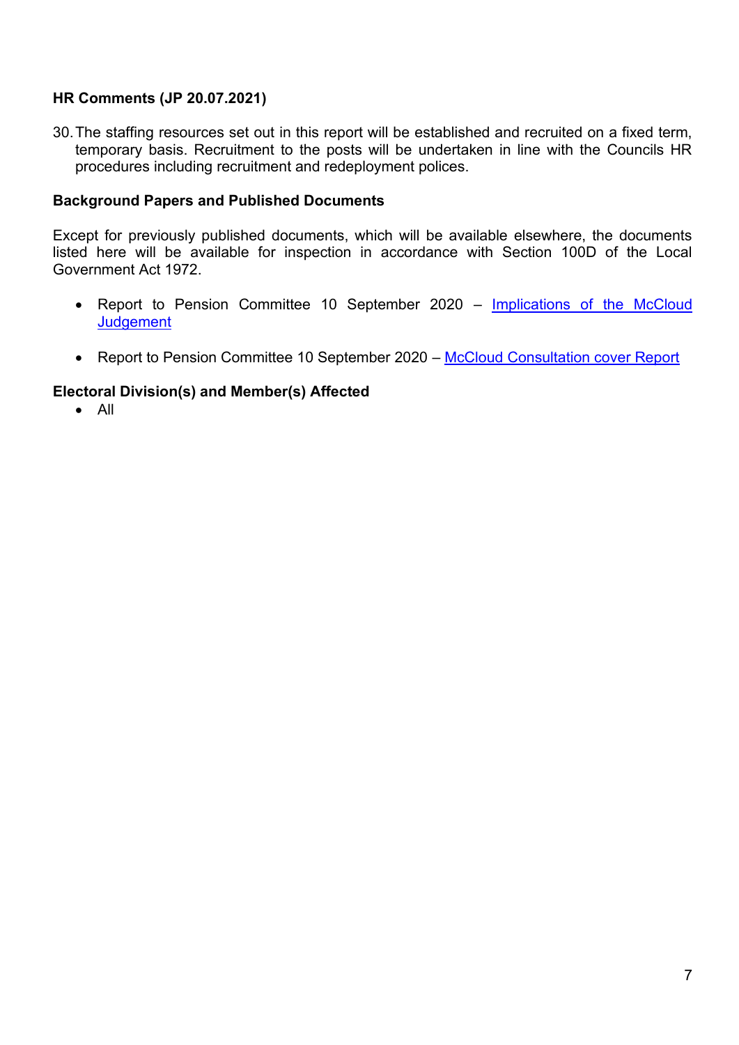**HR Comments (JP 20.07.2021)**

30. The staffing resources set out in this report will be established and recruited on a fixed term, temporary basis. Recruitment to the posts will be undertaken in line with the Councils HR procedures including recruitment and redeployment polices.

**Background Papers and Published Documents**

Except for previously published documents, which will be available elsewhere, the documents listed here will be available for inspection in accordance with Section 100D of the Local Government Act 1972.

- Report to Pension Committee 10 September 2020 – Implications of the McCloud Judgement

- Report to Pension Committee 10 September 2020 – McCloud Consultation cover Report

**Electoral Division(s) and Member(s) Affected**

- All